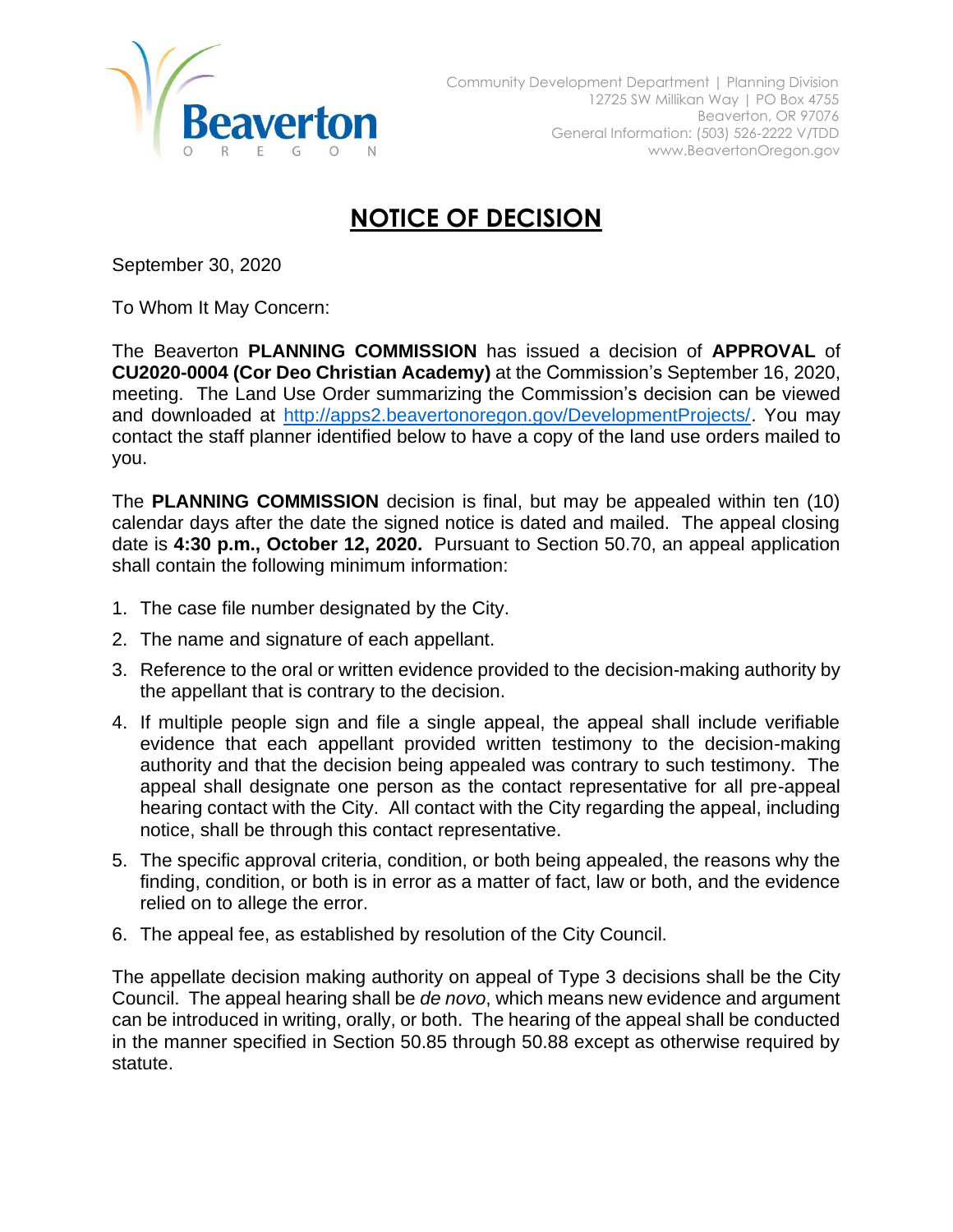Community Development Department | Planning Division
12725 SW Millikan Way | PO Box 4755
Beaverton, OR 97076
General Information: (503) 526-2222 V/TDD
www.BeavertonOregon.gov

# NOTICE OF DECISION

September 30, 2020

To Whom It May Concern:

The Beaverton **PLANNING COMMISSION** has issued a decision of **APPROVAL** of **CU2020-0004 (Cor Deo Christian Academy)** at the Commission's September 16, 2020, meeting. The Land Use Order summarizing the Commission's decision can be viewed and downloaded at http://apps2.beavertonoregon.gov/DevelopmentProjects/. You may contact the staff planner identified below to have a copy of the land use orders mailed to you.

The **PLANNING COMMISSION** decision is final, but may be appealed within ten (10) calendar days after the date the signed notice is dated and mailed. The appeal closing date is **4:30 p.m., October 12, 2020.** Pursuant to Section 50.70, an appeal application shall contain the following minimum information:

1. The case file number designated by the City.
2. The name and signature of each appellant.
3. Reference to the oral or written evidence provided to the decision-making authority by the appellant that is contrary to the decision.
4. If multiple people sign and file a single appeal, the appeal shall include verifiable evidence that each appellant provided written testimony to the decision-making authority and that the decision being appealed was contrary to such testimony. The appeal shall designate one person as the contact representative for all pre-appeal hearing contact with the City. All contact with the City regarding the appeal, including notice, shall be through this contact representative.
5. The specific approval criteria, condition, or both being appealed, the reasons why the finding, condition, or both is in error as a matter of fact, law or both, and the evidence relied on to allege the error.
6. The appeal fee, as established by resolution of the City Council.

The appellate decision making authority on appeal of Type 3 decisions shall be the City Council. The appeal hearing shall be *de novo*, which means new evidence and argument can be introduced in writing, orally, or both. The hearing of the appeal shall be conducted in the manner specified in Section 50.85 through 50.88 except as otherwise required by statute.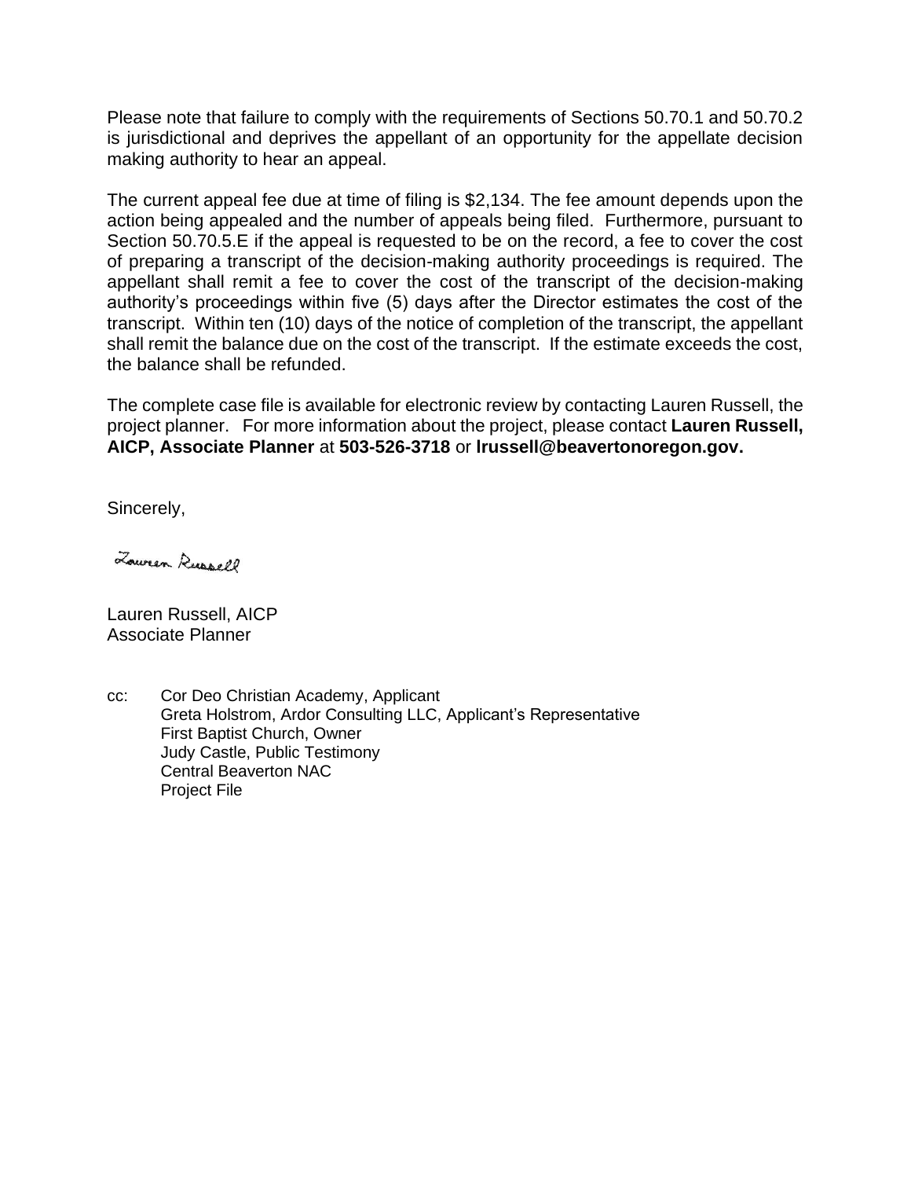Please note that failure to comply with the requirements of Sections 50.70.1 and 50.70.2 is jurisdictional and deprives the appellant of an opportunity for the appellate decision making authority to hear an appeal.

The current appeal fee due at time of filing is $2,134. The fee amount depends upon the action being appealed and the number of appeals being filed. Furthermore, pursuant to Section 50.70.5.E if the appeal is requested to be on the record, a fee to cover the cost of preparing a transcript of the decision-making authority proceedings is required. The appellant shall remit a fee to cover the cost of the transcript of the decision-making authority's proceedings within five (5) days after the Director estimates the cost of the transcript. Within ten (10) days of the notice of completion of the transcript, the appellant shall remit the balance due on the cost of the transcript. If the estimate exceeds the cost, the balance shall be refunded.

The complete case file is available for electronic review by contacting Lauren Russell, the project planner. For more information about the project, please contact **Lauren Russell, AICP, Associate Planner** at **503-526-3718** or **lrussell@beavertonoregon.gov.**

Sincerely,

Lauren Russell

Lauren Russell, AICP
Associate Planner

cc: Cor Deo Christian Academy, Applicant
Greta Holstrom, Ardor Consulting LLC, Applicant's Representative
First Baptist Church, Owner
Judy Castle, Public Testimony
Central Beaverton NAC
Project File